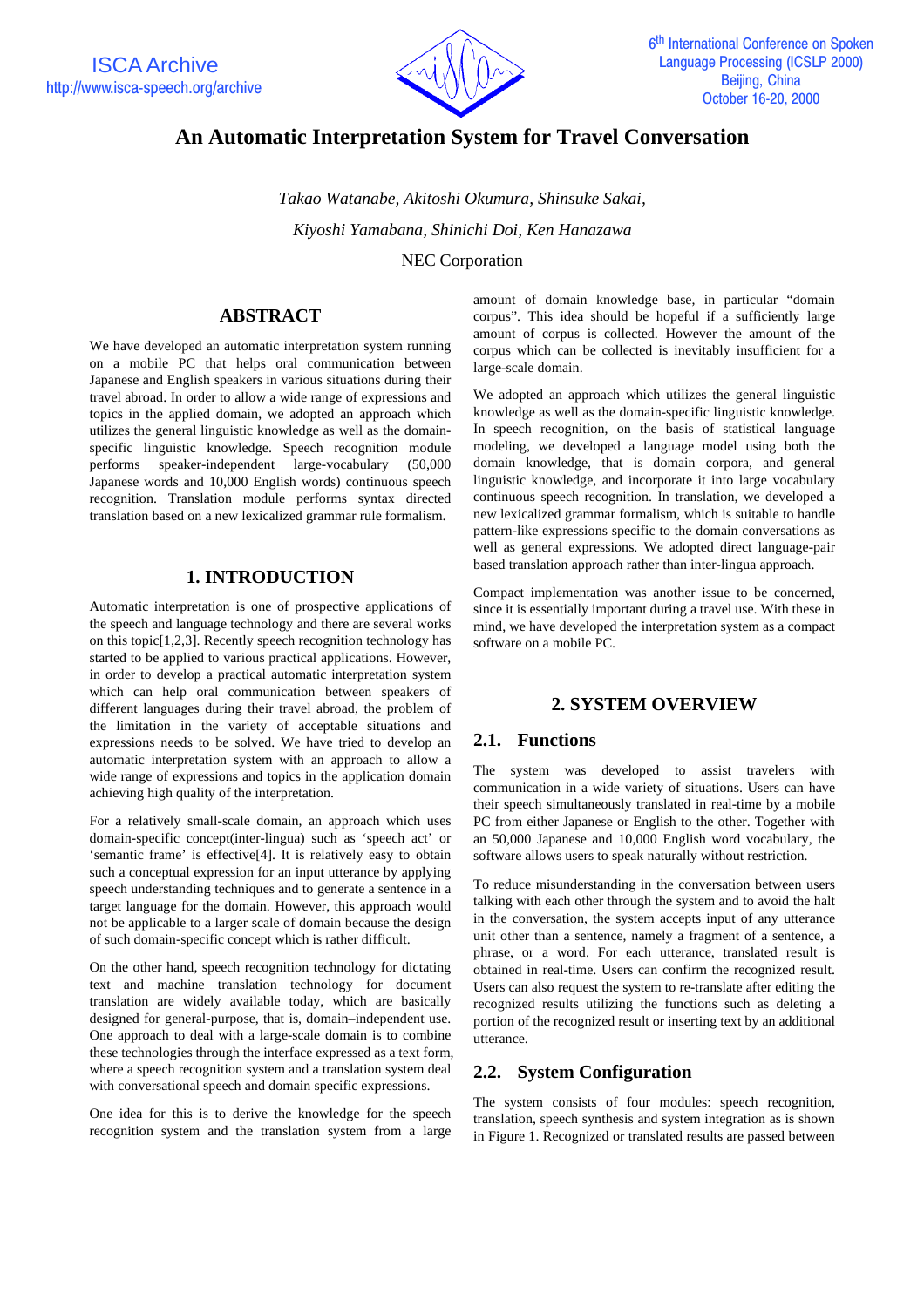# An Automatic Interpretation System for Travel Conversation

*Takao Watanabe, Akitoshi Okumura, Shinsuke Sakai,*

*Kiyoshi Yamabana, Shinichi Doi, Ken Hanazawa*

NEC Corporation

## ABSTRACT

We have developed an automatic interpretation system running on a mobile PC that helps oral communication between Japanese and English speakers in various situations during their travel abroad. In order to allow a wide range of expressions and topics in the applied domain, we adopted an approach which utilizes the general linguistic knowledge as well as the domain-specific linguistic knowledge. Speech recognition module performs speaker-independent large-vocabulary (50,000 Japanese words and 10,000 English words) continuous speech recognition. Translation module performs syntax directed translation based on a new lexicalized grammar rule formalism.

## 1. INTRODUCTION

Automatic interpretation is one of prospective applications of the speech and language technology and there are several works on this topic[1,2,3]. Recently speech recognition technology has started to be applied to various practical applications. However, in order to develop a practical automatic interpretation system which can help oral communication between speakers of different languages during their travel abroad, the problem of the limitation in the variety of acceptable situations and expressions needs to be solved. We have tried to develop an automatic interpretation system with an approach to allow a wide range of expressions and topics in the application domain achieving high quality of the interpretation.

For a relatively small-scale domain, an approach which uses domain-specific concept(inter-lingua) such as 'speech act' or 'semantic frame' is effective[4]. It is relatively easy to obtain such a conceptual expression for an input utterance by applying speech understanding techniques and to generate a sentence in a target language for the domain. However, this approach would not be applicable to a larger scale of domain because the design of such domain-specific concept which is rather difficult.

On the other hand, speech recognition technology for dictating text and machine translation technology for document translation are widely available today, which are basically designed for general-purpose, that is, domain–independent use. One approach to deal with a large-scale domain is to combine these technologies through the interface expressed as a text form, where a speech recognition system and a translation system deal with conversational speech and domain specific expressions.

One idea for this is to derive the knowledge for the speech recognition system and the translation system from a large amount of domain knowledge base, in particular "domain corpus". This idea should be hopeful if a sufficiently large amount of corpus is collected. However the amount of the corpus which can be collected is inevitably insufficient for a large-scale domain.

We adopted an approach which utilizes the general linguistic knowledge as well as the domain-specific linguistic knowledge. In speech recognition, on the basis of statistical language modeling, we developed a language model using both the domain knowledge, that is domain corpora, and general linguistic knowledge, and incorporate it into large vocabulary continuous speech recognition. In translation, we developed a new lexicalized grammar formalism, which is suitable to handle pattern-like expressions specific to the domain conversations as well as general expressions. We adopted direct language-pair based translation approach rather than inter-lingua approach.

Compact implementation was another issue to be concerned, since it is essentially important during a travel use. With these in mind, we have developed the interpretation system as a compact software on a mobile PC.

## 2. SYSTEM OVERVIEW

### 2.1. Functions

The system was developed to assist travelers with communication in a wide variety of situations. Users can have their speech simultaneously translated in real-time by a mobile PC from either Japanese or English to the other. Together with an 50,000 Japanese and 10,000 English word vocabulary, the software allows users to speak naturally without restriction.

To reduce misunderstanding in the conversation between users talking with each other through the system and to avoid the halt in the conversation, the system accepts input of any utterance unit other than a sentence, namely a fragment of a sentence, a phrase, or a word. For each utterance, translated result is obtained in real-time. Users can confirm the recognized result. Users can also request the system to re-translate after editing the recognized results utilizing the functions such as deleting a portion of the recognized result or inserting text by an additional utterance.

### 2.2. System Configuration

The system consists of four modules: speech recognition, translation, speech synthesis and system integration as is shown in Figure 1. Recognized or translated results are passed between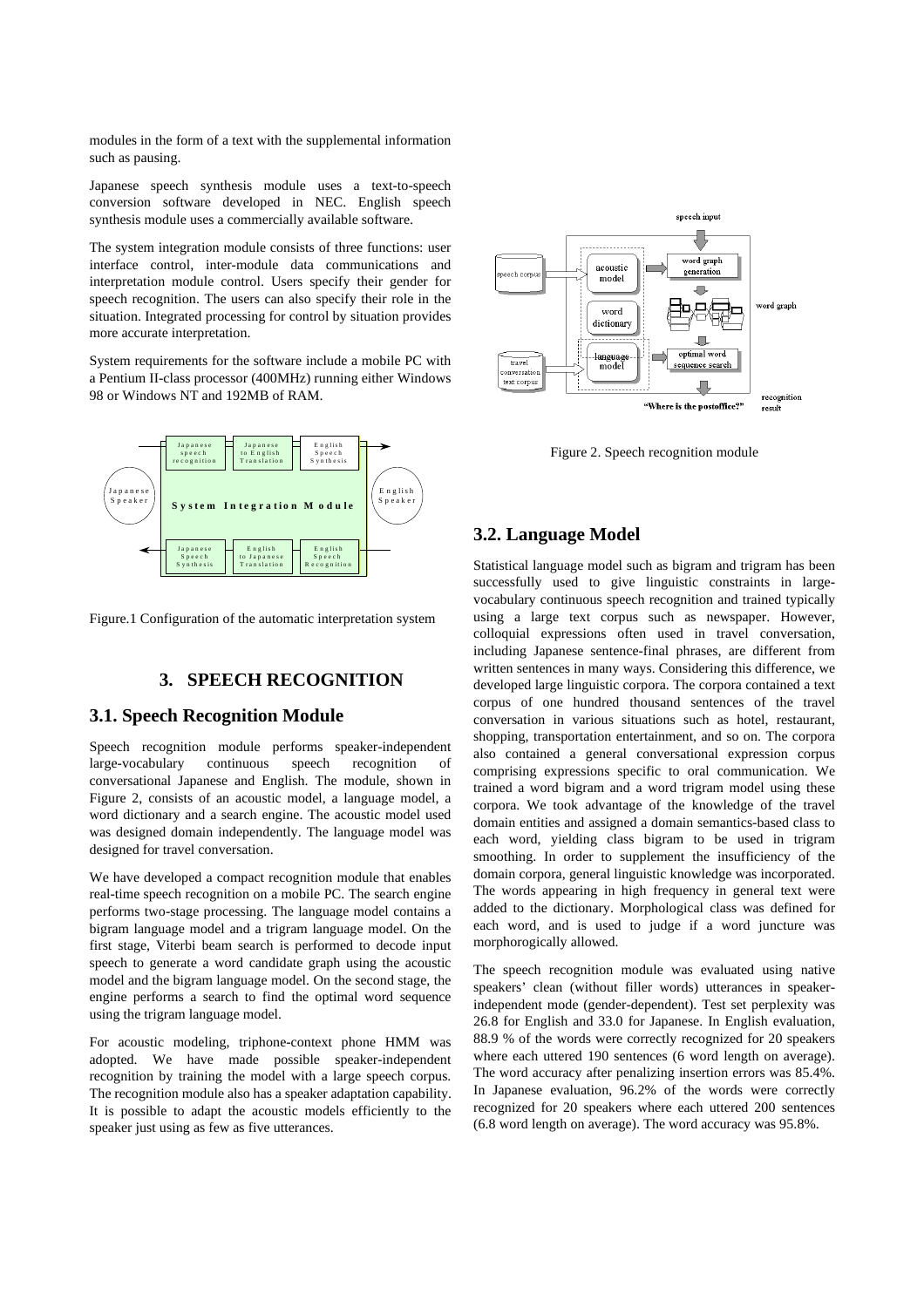modules in the form of a text with the supplemental information such as pausing.

Japanese speech synthesis module uses a text-to-speech conversion software developed in NEC. English speech synthesis module uses a commercially available software.

The system integration module consists of three functions: user interface control, inter-module data communications and interpretation module control. Users specify their gender for speech recognition. The users can also specify their role in the situation. Integrated processing for control by situation provides more accurate interpretation.

System requirements for the software include a mobile PC with a Pentium II-class processor (400MHz) running either Windows 98 or Windows NT and 192MB of RAM.

Figure.1 Configuration of the automatic interpretation system

## 3. SPEECH RECOGNITION

### 3.1. Speech Recognition Module

Speech recognition module performs speaker-independent large-vocabulary continuous speech recognition of conversational Japanese and English. The module, shown in Figure 2, consists of an acoustic model, a language model, a word dictionary and a search engine. The acoustic model used was designed domain independently. The language model was designed for travel conversation.

We have developed a compact recognition module that enables real-time speech recognition on a mobile PC. The search engine performs two-stage processing. The language model contains a bigram language model and a trigram language model. On the first stage, Viterbi beam search is performed to decode input speech to generate a word candidate graph using the acoustic model and the bigram language model. On the second stage, the engine performs a search to find the optimal word sequence using the trigram language model.

For acoustic modeling, triphone-context phone HMM was adopted. We have made possible speaker-independent recognition by training the model with a large speech corpus. The recognition module also has a speaker adaptation capability. It is possible to adapt the acoustic models efficiently to the speaker just using as few as five utterances.

Figure 2. Speech recognition module

### 3.2. Language Model

Statistical language model such as bigram and trigram has been successfully used to give linguistic constraints in large-vocabulary continuous speech recognition and trained typically using a large text corpus such as newspaper. However, colloquial expressions often used in travel conversation, including Japanese sentence-final phrases, are different from written sentences in many ways. Considering this difference, we developed large linguistic corpora. The corpora contained a text corpus of one hundred thousand sentences of the travel conversation in various situations such as hotel, restaurant, shopping, transportation entertainment, and so on. The corpora also contained a general conversational expression corpus comprising expressions specific to oral communication. We trained a word bigram and a word trigram model using these corpora. We took advantage of the knowledge of the travel domain entities and assigned a domain semantics-based class to each word, yielding class bigram to be used in trigram smoothing. In order to supplement the insufficiency of the domain corpora, general linguistic knowledge was incorporated. The words appearing in high frequency in general text were added to the dictionary. Morphological class was defined for each word, and is used to judge if a word juncture was morphorogically allowed.

The speech recognition module was evaluated using native speakers' clean (without filler words) utterances in speaker-independent mode (gender-dependent). Test set perplexity was 26.8 for English and 33.0 for Japanese. In English evaluation, 88.9 % of the words were correctly recognized for 20 speakers where each uttered 190 sentences (6 word length on average). The word accuracy after penalizing insertion errors was 85.4%. In Japanese evaluation, 96.2% of the words were correctly recognized for 20 speakers where each uttered 200 sentences (6.8 word length on average). The word accuracy was 95.8%.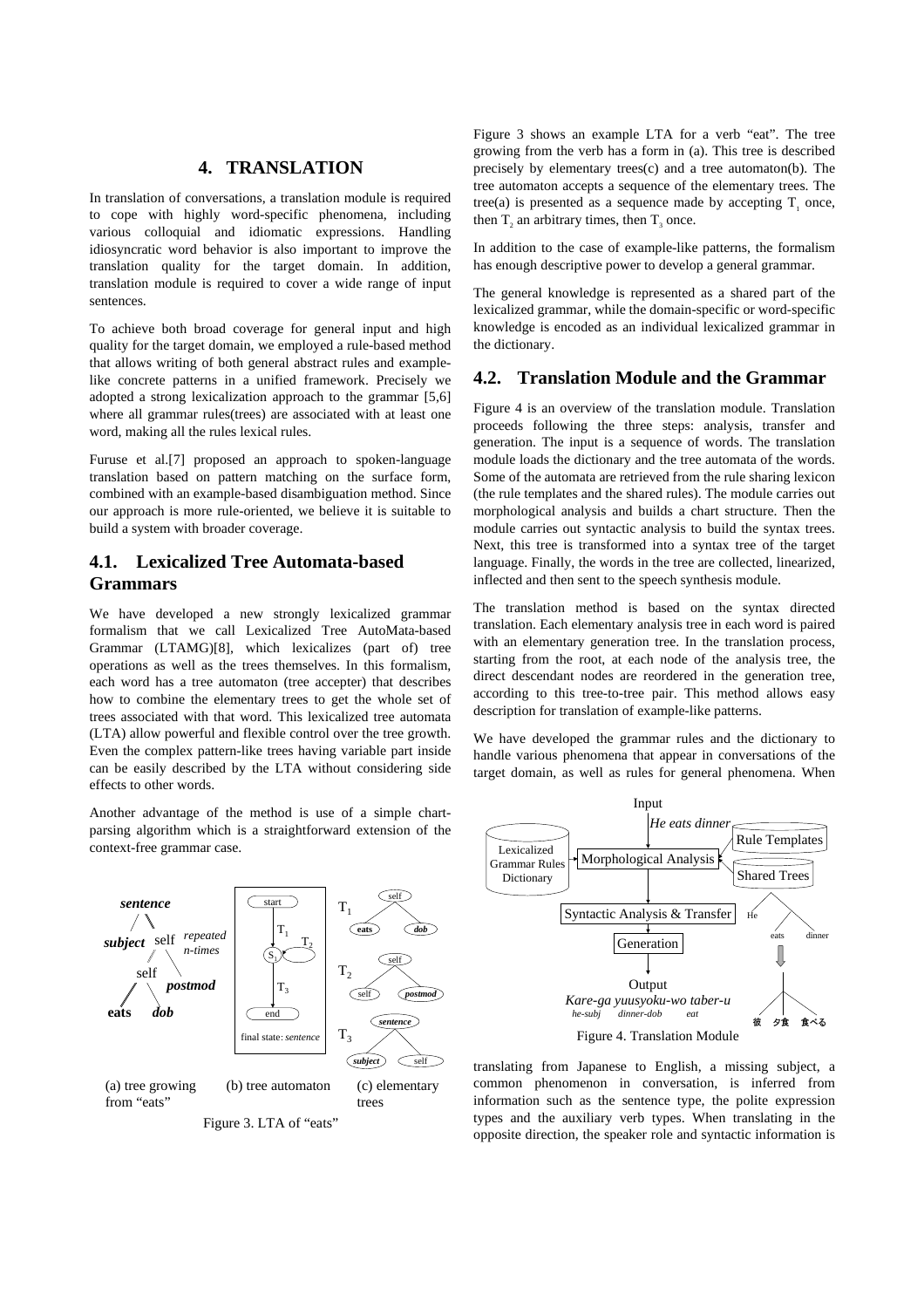## 4. TRANSLATION

In translation of conversations, a translation module is required to cope with highly word-specific phenomena, including various colloquial and idiomatic expressions. Handling idiosyncratic word behavior is also important to improve the translation quality for the target domain. In addition, translation module is required to cover a wide range of input sentences.

To achieve both broad coverage for general input and high quality for the target domain, we employed a rule-based method that allows writing of both general abstract rules and example-like concrete patterns in a unified framework. Precisely we adopted a strong lexicalization approach to the grammar [5,6] where all grammar rules(trees) are associated with at least one word, making all the rules lexical rules.

Furuse et al.[7] proposed an approach to spoken-language translation based on pattern matching on the surface form, combined with an example-based disambiguation method. Since our approach is more rule-oriented, we believe it is suitable to build a system with broader coverage.

### 4.1. Lexicalized Tree Automata-based Grammars

We have developed a new strongly lexicalized grammar formalism that we call Lexicalized Tree AutoMata-based Grammar (LTAMG)[8], which lexicalizes (part of) tree operations as well as the trees themselves. In this formalism, each word has a tree automaton (tree accepter) that describes how to combine the elementary trees to get the whole set of trees associated with that word. This lexicalized tree automata (LTA) allow powerful and flexible control over the tree growth. Even the complex pattern-like trees having variable part inside can be easily described by the LTA without considering side effects to other words.

Another advantage of the method is use of a simple chart-parsing algorithm which is a straightforward extension of the context-free grammar case.

(a) tree growing from "eats" (b) tree automaton (c) elementary trees

Figure 3. LTA of "eats"

Figure 3 shows an example LTA for a verb "eat". The tree growing from the verb has a form in (a). This tree is described precisely by elementary trees(c) and a tree automaton(b). The tree automaton accepts a sequence of the elementary trees. The tree(a) is presented as a sequence made by accepting $T_1$ once, then $T_2$ an arbitrary times, then $T_3$ once.

In addition to the case of example-like patterns, the formalism has enough descriptive power to develop a general grammar.

The general knowledge is represented as a shared part of the lexicalized grammar, while the domain-specific or word-specific knowledge is encoded as an individual lexicalized grammar in the dictionary.

### 4.2. Translation Module and the Grammar

Figure 4 is an overview of the translation module. Translation proceeds following the three steps: analysis, transfer and generation. The input is a sequence of words. The translation module loads the dictionary and the tree automata of the words. Some of the automata are retrieved from the rule sharing lexicon (the rule templates and the shared rules). The module carries out morphological analysis and builds a chart structure. Then the module carries out syntactic analysis to build the syntax trees. Next, this tree is transformed into a syntax tree of the target language. Finally, the words in the tree are collected, linearized, inflected and then sent to the speech synthesis module.

The translation method is based on the syntax directed translation. Each elementary analysis tree in each word is paired with an elementary generation tree. In the translation process, starting from the root, at each node of the analysis tree, the direct descendant nodes are reordered in the generation tree, according to this tree-to-tree pair. This method allows easy description for translation of example-like patterns.

We have developed the grammar rules and the dictionary to handle various phenomena that appear in conversations of the target domain, as well as rules for general phenomena. When translating from Japanese to English, a missing subject, a common phenomenon in conversation, is inferred from information such as the sentence type, the polite expression types and the auxiliary verb types. When translating in the opposite direction, the speaker role and syntactic information is

Figure 4. Translation Module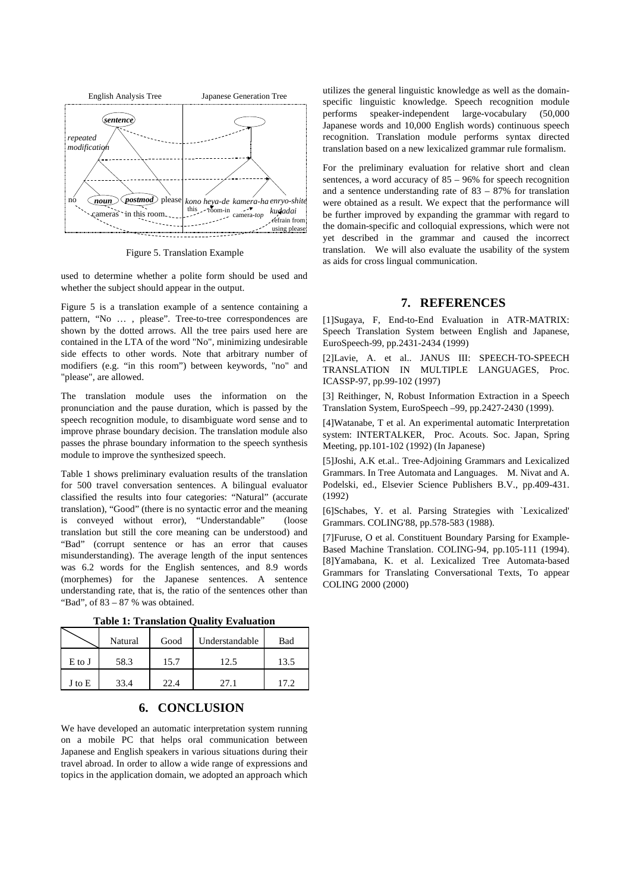English Analysis Tree

Japanese Generation Tree

sentence

repeated modification

no noun postmod please

cameras in this room

kono heya-de kamera-ha enryo-shite kudadai

this room-in camera-top refrain from using please

Figure 5. Translation Example

used to determine whether a polite form should be used and whether the subject should appear in the output.

Figure 5 is a translation example of a sentence containing a pattern, "No … , please". Tree-to-tree correspondences are shown by the dotted arrows. All the tree pairs used here are contained in the LTA of the word "No", minimizing undesirable side effects to other words. Note that arbitrary number of modifiers (e.g. "in this room") between keywords, "no" and "please", are allowed.

The translation module uses the information on the pronunciation and the pause duration, which is passed by the speech recognition module, to disambiguate word sense and to improve phrase boundary decision. The translation module also passes the phrase boundary information to the speech synthesis module to improve the synthesized speech.

Table 1 shows preliminary evaluation results of the translation for 500 travel conversation sentences. A bilingual evaluator classified the results into four categories: "Natural" (accurate translation), "Good" (there is no syntactic error and the meaning is conveyed without error), "Understandable" (loose translation but still the core meaning can be understood) and "Bad" (corrupt sentence or has an error that causes misunderstanding). The average length of the input sentences was 6.2 words for the English sentences, and 8.9 words (morphemes) for the Japanese sentences. A sentence understanding rate, that is, the ratio of the sentences other than "Bad", of 83 – 87 % was obtained.

**Table 1: Translation Quality Evaluation**

| | Natural | Good | Understandable | Bad |
|---|---|---|---|---|
| E to J | 58.3 | 15.7 | 12.5 | 13.5 |
| J to E | 33.4 | 22.4 | 27.1 | 17.2 |

## 6. CONCLUSION

We have developed an automatic interpretation system running on a mobile PC that helps oral communication between Japanese and English speakers in various situations during their travel abroad. In order to allow a wide range of expressions and topics in the application domain, we adopted an approach which utilizes the general linguistic knowledge as well as the domain-specific linguistic knowledge. Speech recognition module performs speaker-independent large-vocabulary (50,000 Japanese words and 10,000 English words) continuous speech recognition. Translation module performs syntax directed translation based on a new lexicalized grammar rule formalism.

For the preliminary evaluation for relative short and clean sentences, a word accuracy of 85 – 96% for speech recognition and a sentence understanding rate of 83 – 87% for translation were obtained as a result. We expect that the performance will be further improved by expanding the grammar with regard to the domain-specific and colloquial expressions, which were not yet described in the grammar and caused the incorrect translation. We will also evaluate the usability of the system as aids for cross lingual communication.

## 7. REFERENCES

[1]Sugaya, F, End-to-End Evaluation in ATR-MATRIX: Speech Translation System between English and Japanese, EuroSpeech-99, pp.2431-2434 (1999)

[2]Lavie, A. et al.. JANUS III: SPEECH-TO-SPEECH TRANSLATION IN MULTIPLE LANGUAGES, Proc. ICASSP-97, pp.99-102 (1997)

[3] Reithinger, N, Robust Information Extraction in a Speech Translation System, EuroSpeech –99, pp.2427-2430 (1999).

[4]Watanabe, T et al. An experimental automatic Interpretation system: INTERTALKER, Proc. Acouts. Soc. Japan, Spring Meeting, pp.101-102 (1992) (In Japanese)

[5]Joshi, A.K et.al.. Tree-Adjoining Grammars and Lexicalized Grammars. In Tree Automata and Languages. M. Nivat and A. Podelski, ed., Elsevier Science Publishers B.V., pp.409-431. (1992)

[6]Schabes, Y. et al. Parsing Strategies with `Lexicalized' Grammars. COLING'88, pp.578-583 (1988).

[7]Furuse, O et al. Constituent Boundary Parsing for Example-Based Machine Translation. COLING-94, pp.105-111 (1994).

[8]Yamabana, K. et al. Lexicalized Tree Automata-based Grammars for Translating Conversational Texts, To appear COLING 2000 (2000)